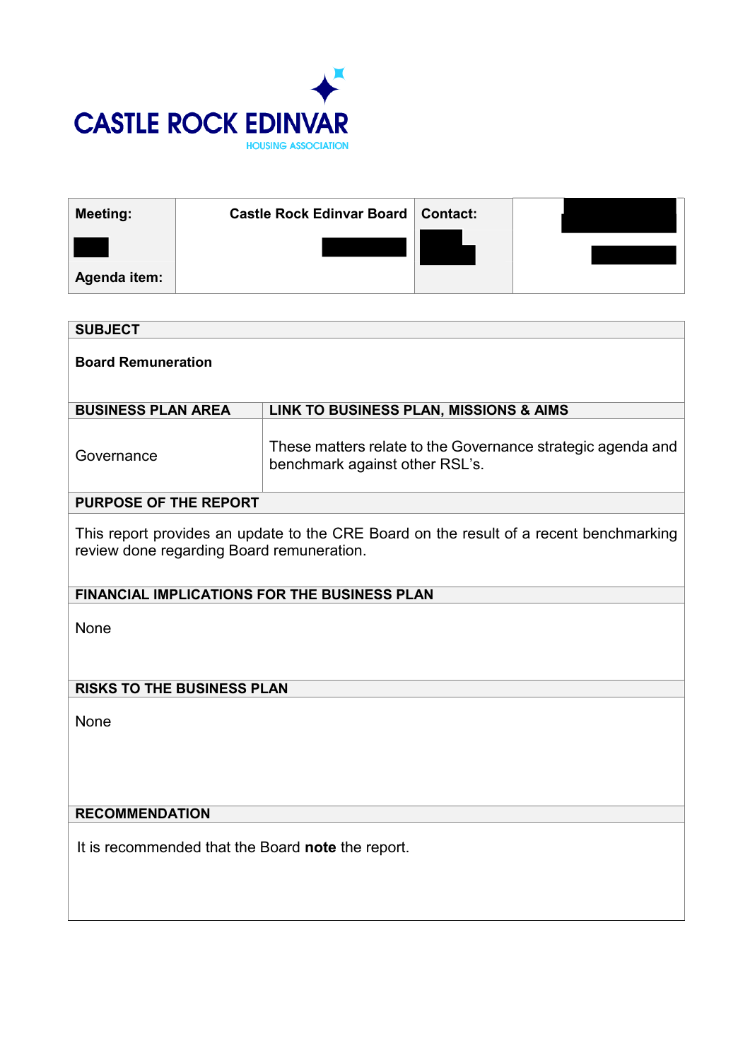# CASTLE ROCK EDINVAR

HOUSING ASSOCIATION

| Meeting: | Castle Rock Edinvar Board | Contact: | |
|---|---|---|---|
| Agenda item: | | | |

| SUBJECT | |
|---|---|
| **Board Remuneration** | |
| **BUSINESS PLAN AREA** | **LINK TO BUSINESS PLAN, MISSIONS & AIMS** |
| Governance | These matters relate to the Governance strategic agenda and benchmark against other RSL's. |

**PURPOSE OF THE REPORT**

This report provides an update to the CRE Board on the result of a recent benchmarking review done regarding Board remuneration.

**FINANCIAL IMPLICATIONS FOR THE BUSINESS PLAN**

None

**RISKS TO THE BUSINESS PLAN**

None

**RECOMMENDATION**

It is recommended that the Board **note** the report.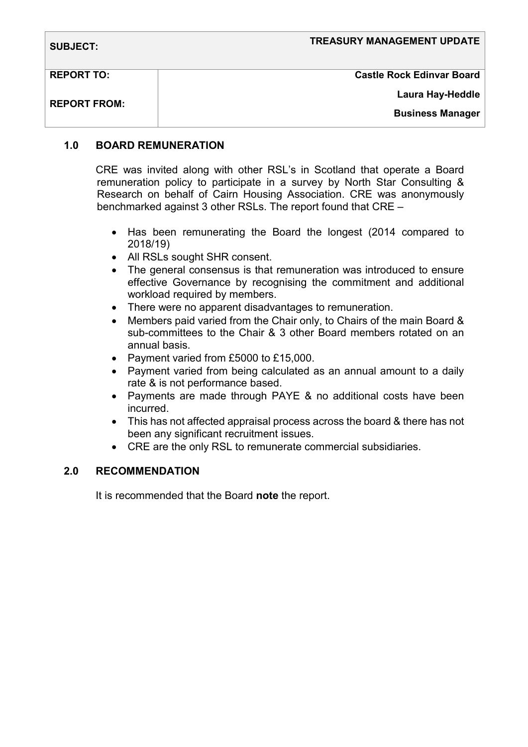| | |
|---|---|
| **SUBJECT:** | **TREASURY MANAGEMENT UPDATE** |
| **REPORT TO:** | **Castle Rock Edinvar Board** |
| **REPORT FROM:** | **Laura Hay-Heddle**<br>**Business Manager** |

## 1.0 BOARD REMUNERATION

CRE was invited along with other RSL's in Scotland that operate a Board remuneration policy to participate in a survey by North Star Consulting & Research on behalf of Cairn Housing Association. CRE was anonymously benchmarked against 3 other RSLs. The report found that CRE –

- Has been remunerating the Board the longest (2014 compared to 2018/19)
- All RSLs sought SHR consent.
- The general consensus is that remuneration was introduced to ensure effective Governance by recognising the commitment and additional workload required by members.
- There were no apparent disadvantages to remuneration.
- Members paid varied from the Chair only, to Chairs of the main Board & sub-committees to the Chair & 3 other Board members rotated on an annual basis.
- Payment varied from £5000 to £15,000.
- Payment varied from being calculated as an annual amount to a daily rate & is not performance based.
- Payments are made through PAYE & no additional costs have been incurred.
- This has not affected appraisal process across the board & there has not been any significant recruitment issues.
- CRE are the only RSL to remunerate commercial subsidiaries.

## 2.0 RECOMMENDATION

It is recommended that the Board **note** the report.